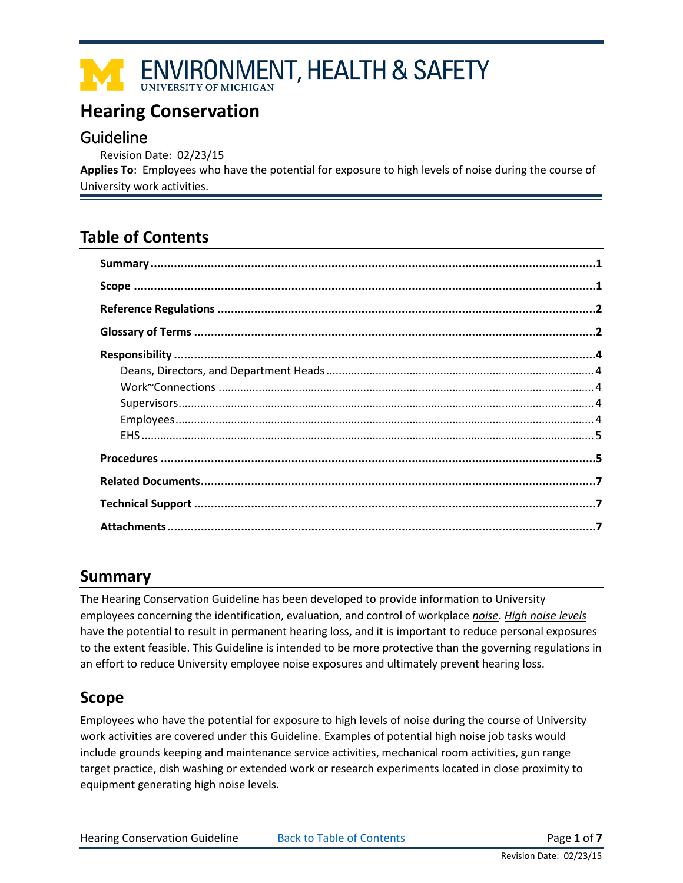ENVIRONMENT, HEALTH & SAFETY
UNIVERSITY OF MICHIGAN

# Hearing Conservation

## Guideline

Revision Date: 02/23/15

**Applies To**: Employees who have the potential for exposure to high levels of noise during the course of University work activities.

## Table of Contents

- **Summary** ..... **1**
- **Scope** ..... **1**
- **Reference Regulations** ..... **2**
- **Glossary of Terms** ..... **2**
- **Responsibility** ..... **4**
  - Deans, Directors, and Department Heads ..... 4
  - Work~Connections ..... 4
  - Supervisors ..... 4
  - Employees ..... 4
  - EHS ..... 5
- **Procedures** ..... **5**
- **Related Documents** ..... **7**
- **Technical Support** ..... **7**
- **Attachments** ..... **7**

## Summary

The Hearing Conservation Guideline has been developed to provide information to University employees concerning the identification, evaluation, and control of workplace *noise*. *High noise levels* have the potential to result in permanent hearing loss, and it is important to reduce personal exposures to the extent feasible. This Guideline is intended to be more protective than the governing regulations in an effort to reduce University employee noise exposures and ultimately prevent hearing loss.

## Scope

Employees who have the potential for exposure to high levels of noise during the course of University work activities are covered under this Guideline. Examples of potential high noise job tasks would include grounds keeping and maintenance service activities, mechanical room activities, gun range target practice, dish washing or extended work or research experiments located in close proximity to equipment generating high noise levels.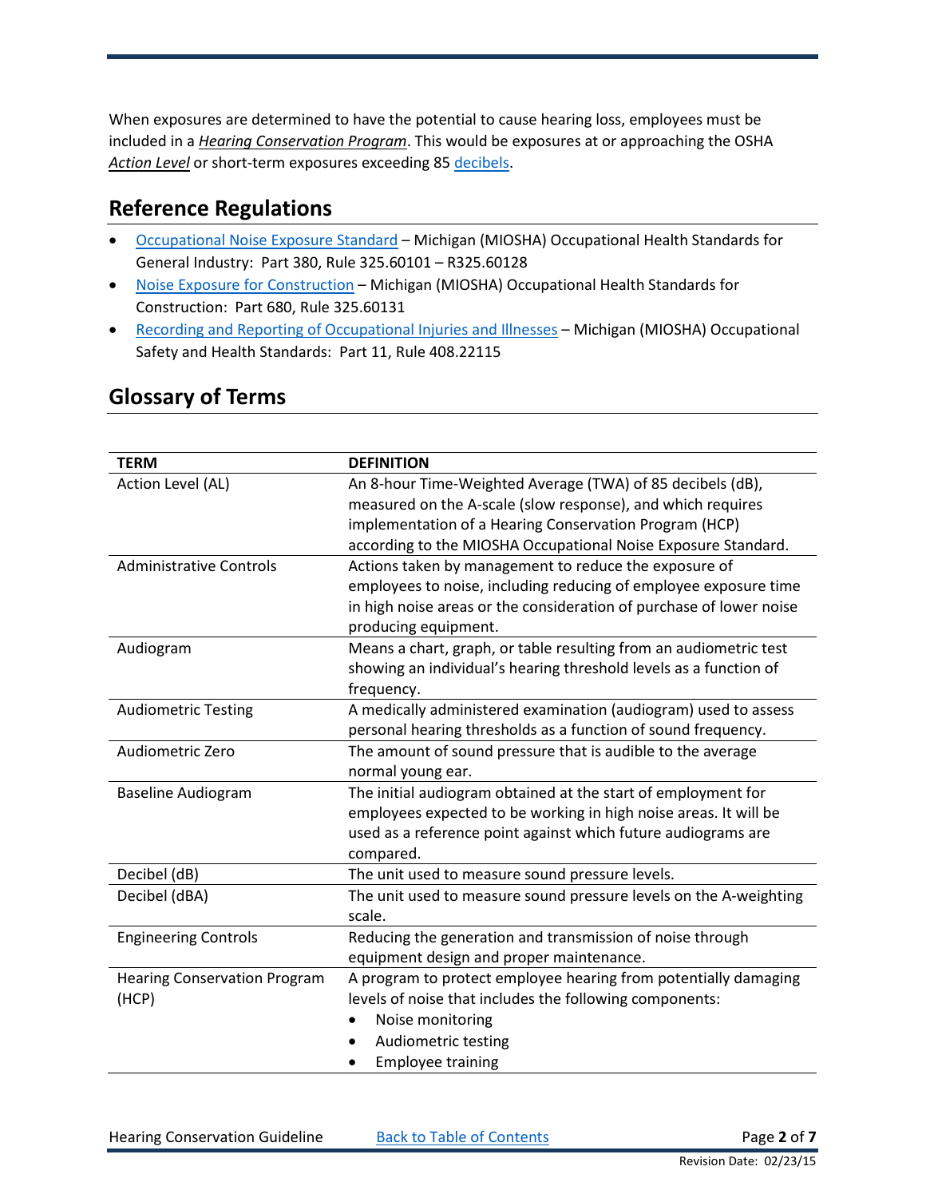When exposures are determined to have the potential to cause hearing loss, employees must be included in a ***Hearing Conservation Program***. This would be exposures at or approaching the OSHA ***Action Level*** or short-term exposures exceeding 85 decibels.

## Reference Regulations

- Occupational Noise Exposure Standard – Michigan (MIOSHA) Occupational Health Standards for General Industry: Part 380, Rule 325.60101 – R325.60128
- Noise Exposure for Construction – Michigan (MIOSHA) Occupational Health Standards for Construction: Part 680, Rule 325.60131
- Recording and Reporting of Occupational Injuries and Illnesses – Michigan (MIOSHA) Occupational Safety and Health Standards: Part 11, Rule 408.22115

## Glossary of Terms

| TERM | DEFINITION |
|---|---|
| Action Level (AL) | An 8-hour Time-Weighted Average (TWA) of 85 decibels (dB), measured on the A-scale (slow response), and which requires implementation of a Hearing Conservation Program (HCP) according to the MIOSHA Occupational Noise Exposure Standard. |
| Administrative Controls | Actions taken by management to reduce the exposure of employees to noise, including reducing of employee exposure time in high noise areas or the consideration of purchase of lower noise producing equipment. |
| Audiogram | Means a chart, graph, or table resulting from an audiometric test showing an individual's hearing threshold levels as a function of frequency. |
| Audiometric Testing | A medically administered examination (audiogram) used to assess personal hearing thresholds as a function of sound frequency. |
| Audiometric Zero | The amount of sound pressure that is audible to the average normal young ear. |
| Baseline Audiogram | The initial audiogram obtained at the start of employment for employees expected to be working in high noise areas. It will be used as a reference point against which future audiograms are compared. |
| Decibel (dB) | The unit used to measure sound pressure levels. |
| Decibel (dBA) | The unit used to measure sound pressure levels on the A-weighting scale. |
| Engineering Controls | Reducing the generation and transmission of noise through equipment design and proper maintenance. |
| Hearing Conservation Program (HCP) | A program to protect employee hearing from potentially damaging levels of noise that includes the following components:<br>• Noise monitoring<br>• Audiometric testing<br>• Employee training |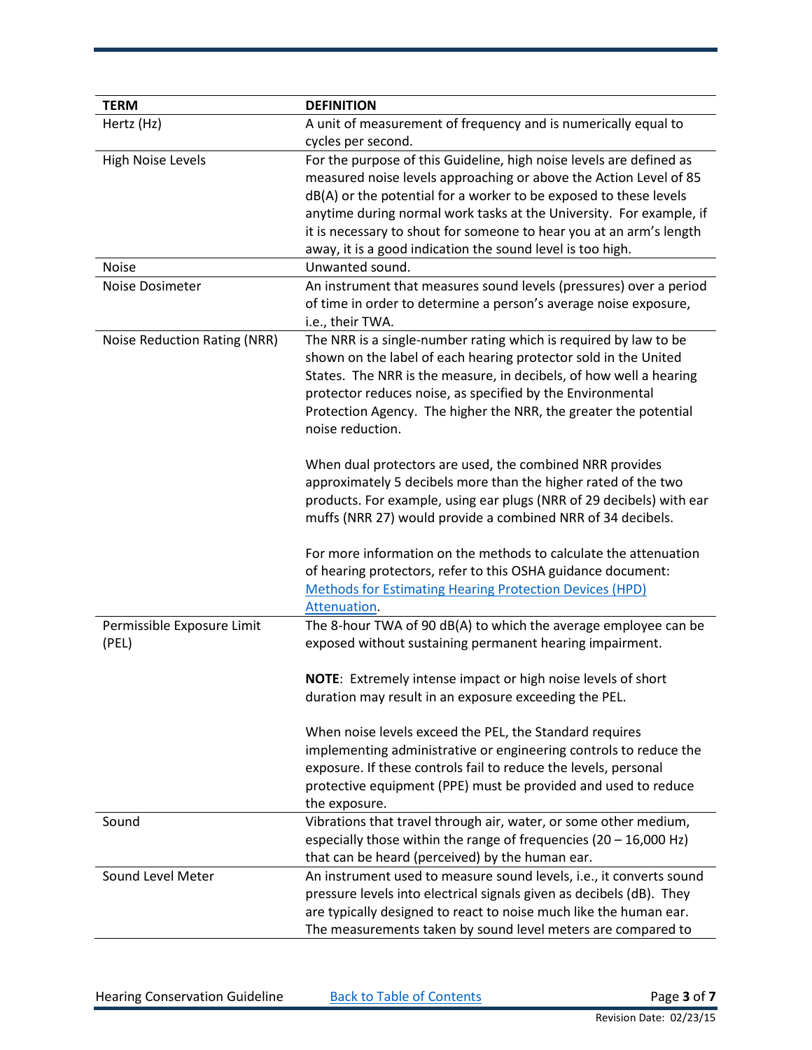| TERM | DEFINITION |
|---|---|
| Hertz (Hz) | A unit of measurement of frequency and is numerically equal to cycles per second. |
| High Noise Levels | For the purpose of this Guideline, high noise levels are defined as measured noise levels approaching or above the Action Level of 85 dB(A) or the potential for a worker to be exposed to these levels anytime during normal work tasks at the University. For example, if it is necessary to shout for someone to hear you at an arm's length away, it is a good indication the sound level is too high. |
| Noise | Unwanted sound. |
| Noise Dosimeter | An instrument that measures sound levels (pressures) over a period of time in order to determine a person's average noise exposure, i.e., their TWA. |
| Noise Reduction Rating (NRR) | The NRR is a single-number rating which is required by law to be shown on the label of each hearing protector sold in the United States. The NRR is the measure, in decibels, of how well a hearing protector reduces noise, as specified by the Environmental Protection Agency. The higher the NRR, the greater the potential noise reduction.<br><br>When dual protectors are used, the combined NRR provides approximately 5 decibels more than the higher rated of the two products. For example, using ear plugs (NRR of 29 decibels) with ear muffs (NRR 27) would provide a combined NRR of 34 decibels.<br><br>For more information on the methods to calculate the attenuation of hearing protectors, refer to this OSHA guidance document: Methods for Estimating Hearing Protection Devices (HPD) Attenuation. |
| Permissible Exposure Limit (PEL) | The 8-hour TWA of 90 dB(A) to which the average employee can be exposed without sustaining permanent hearing impairment.<br><br>**NOTE**: Extremely intense impact or high noise levels of short duration may result in an exposure exceeding the PEL.<br><br>When noise levels exceed the PEL, the Standard requires implementing administrative or engineering controls to reduce the exposure. If these controls fail to reduce the levels, personal protective equipment (PPE) must be provided and used to reduce the exposure. |
| Sound | Vibrations that travel through air, water, or some other medium, especially those within the range of frequencies (20 – 16,000 Hz) that can be heard (perceived) by the human ear. |
| Sound Level Meter | An instrument used to measure sound levels, i.e., it converts sound pressure levels into electrical signals given as decibels (dB). They are typically designed to react to noise much like the human ear. The measurements taken by sound level meters are compared to |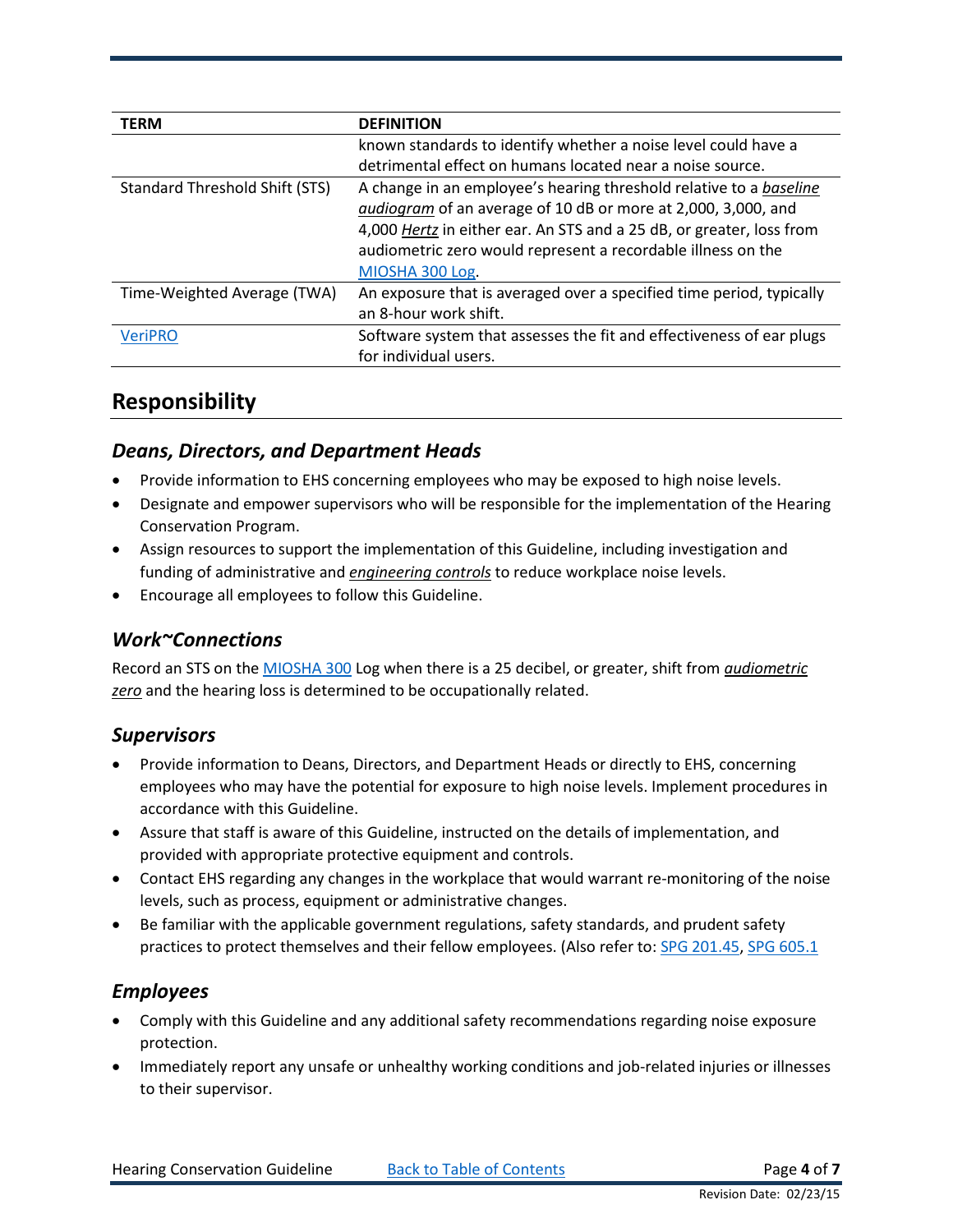| TERM | DEFINITION |
|---|---|
| | known standards to identify whether a noise level could have a detrimental effect on humans located near a noise source. |
| Standard Threshold Shift (STS) | A change in an employee's hearing threshold relative to a ***baseline audiogram*** of an average of 10 dB or more at 2,000, 3,000, and 4,000 ***Hertz*** in either ear. An STS and a 25 dB, or greater, loss from audiometric zero would represent a recordable illness on the MIOSHA 300 Log. |
| Time-Weighted Average (TWA) | An exposure that is averaged over a specified time period, typically an 8-hour work shift. |
| VeriPRO | Software system that assesses the fit and effectiveness of ear plugs for individual users. |

## Responsibility

### *Deans, Directors, and Department Heads*

- Provide information to EHS concerning employees who may be exposed to high noise levels.
- Designate and empower supervisors who will be responsible for the implementation of the Hearing Conservation Program.
- Assign resources to support the implementation of this Guideline, including investigation and funding of administrative and ***engineering controls*** to reduce workplace noise levels.
- Encourage all employees to follow this Guideline.

### *Work~Connections*

Record an STS on the MIOSHA 300 Log when there is a 25 decibel, or greater, shift from ***audiometric zero*** and the hearing loss is determined to be occupationally related.

### *Supervisors*

- Provide information to Deans, Directors, and Department Heads or directly to EHS, concerning employees who may have the potential for exposure to high noise levels. Implement procedures in accordance with this Guideline.
- Assure that staff is aware of this Guideline, instructed on the details of implementation, and provided with appropriate protective equipment and controls.
- Contact EHS regarding any changes in the workplace that would warrant re-monitoring of the noise levels, such as process, equipment or administrative changes.
- Be familiar with the applicable government regulations, safety standards, and prudent safety practices to protect themselves and their fellow employees. (Also refer to: SPG 201.45, SPG 605.1

### *Employees*

- Comply with this Guideline and any additional safety recommendations regarding noise exposure protection.
- Immediately report any unsafe or unhealthy working conditions and job-related injuries or illnesses to their supervisor.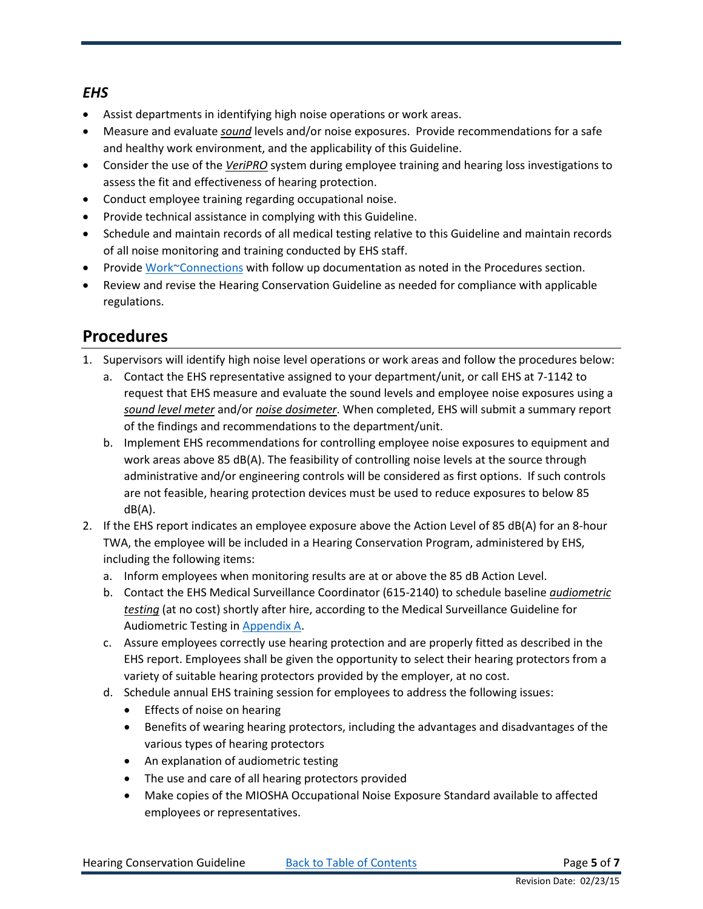### *EHS*

- Assist departments in identifying high noise operations or work areas.
- Measure and evaluate ***sound*** levels and/or noise exposures. Provide recommendations for a safe and healthy work environment, and the applicability of this Guideline.
- Consider the use of the ***VeriPRO*** system during employee training and hearing loss investigations to assess the fit and effectiveness of hearing protection.
- Conduct employee training regarding occupational noise.
- Provide technical assistance in complying with this Guideline.
- Schedule and maintain records of all medical testing relative to this Guideline and maintain records of all noise monitoring and training conducted by EHS staff.
- Provide Work~Connections with follow up documentation as noted in the Procedures section.
- Review and revise the Hearing Conservation Guideline as needed for compliance with applicable regulations.

## Procedures

1. Supervisors will identify high noise level operations or work areas and follow the procedures below:
   a. Contact the EHS representative assigned to your department/unit, or call EHS at 7-1142 to request that EHS measure and evaluate the sound levels and employee noise exposures using a *sound level meter* and/or *noise dosimeter*. When completed, EHS will submit a summary report of the findings and recommendations to the department/unit.
   b. Implement EHS recommendations for controlling employee noise exposures to equipment and work areas above 85 dB(A). The feasibility of controlling noise levels at the source through administrative and/or engineering controls will be considered as first options. If such controls are not feasible, hearing protection devices must be used to reduce exposures to below 85 dB(A).
2. If the EHS report indicates an employee exposure above the Action Level of 85 dB(A) for an 8-hour TWA, the employee will be included in a Hearing Conservation Program, administered by EHS, including the following items:
   a. Inform employees when monitoring results are at or above the 85 dB Action Level.
   b. Contact the EHS Medical Surveillance Coordinator (615-2140) to schedule baseline ***audiometric testing*** (at no cost) shortly after hire, according to the Medical Surveillance Guideline for Audiometric Testing in Appendix A.
   c. Assure employees correctly use hearing protection and are properly fitted as described in the EHS report. Employees shall be given the opportunity to select their hearing protectors from a variety of suitable hearing protectors provided by the employer, at no cost.
   d. Schedule annual EHS training session for employees to address the following issues:
      - Effects of noise on hearing
      - Benefits of wearing hearing protectors, including the advantages and disadvantages of the various types of hearing protectors
      - An explanation of audiometric testing
      - The use and care of all hearing protectors provided
      - Make copies of the MIOSHA Occupational Noise Exposure Standard available to affected employees or representatives.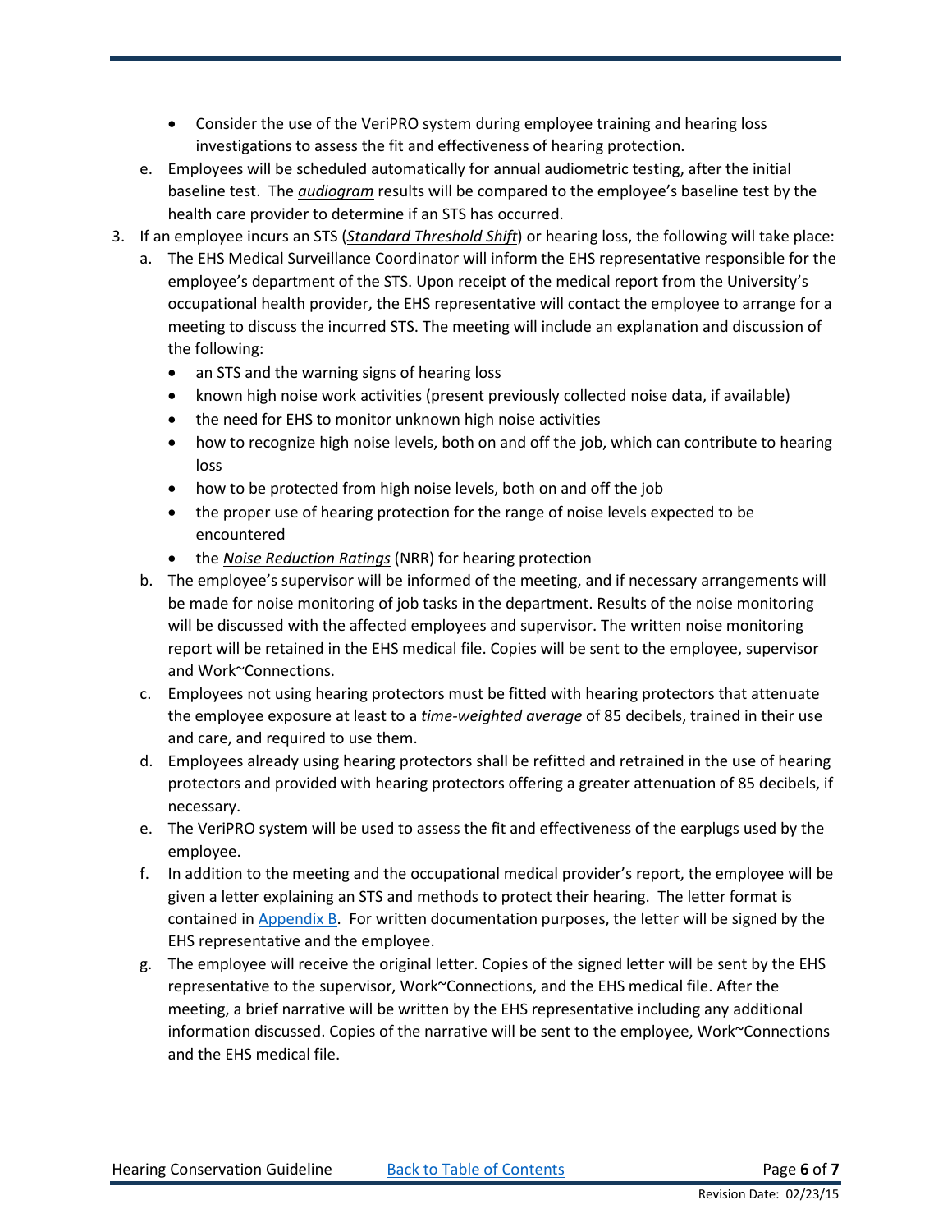- Consider the use of the VeriPRO system during employee training and hearing loss investigations to assess the fit and effectiveness of hearing protection.

   e. Employees will be scheduled automatically for annual audiometric testing, after the initial baseline test. The ***audiogram*** results will be compared to the employee's baseline test by the health care provider to determine if an STS has occurred.

3. If an employee incurs an STS (*Standard Threshold Shift*) or hearing loss, the following will take place:

   a. The EHS Medical Surveillance Coordinator will inform the EHS representative responsible for the employee's department of the STS. Upon receipt of the medical report from the University's occupational health provider, the EHS representative will contact the employee to arrange for a meeting to discuss the incurred STS. The meeting will include an explanation and discussion of the following:
      - an STS and the warning signs of hearing loss
      - known high noise work activities (present previously collected noise data, if available)
      - the need for EHS to monitor unknown high noise activities
      - how to recognize high noise levels, both on and off the job, which can contribute to hearing loss
      - how to be protected from high noise levels, both on and off the job
      - the proper use of hearing protection for the range of noise levels expected to be encountered
      - the *Noise Reduction Ratings* (NRR) for hearing protection

   b. The employee's supervisor will be informed of the meeting, and if necessary arrangements will be made for noise monitoring of job tasks in the department. Results of the noise monitoring will be discussed with the affected employees and supervisor. The written noise monitoring report will be retained in the EHS medical file. Copies will be sent to the employee, supervisor and Work~Connections.

   c. Employees not using hearing protectors must be fitted with hearing protectors that attenuate the employee exposure at least to a ***time-weighted average*** of 85 decibels, trained in their use and care, and required to use them.

   d. Employees already using hearing protectors shall be refitted and retrained in the use of hearing protectors and provided with hearing protectors offering a greater attenuation of 85 decibels, if necessary.

   e. The VeriPRO system will be used to assess the fit and effectiveness of the earplugs used by the employee.

   f. In addition to the meeting and the occupational medical provider's report, the employee will be given a letter explaining an STS and methods to protect their hearing. The letter format is contained in Appendix B. For written documentation purposes, the letter will be signed by the EHS representative and the employee.

   g. The employee will receive the original letter. Copies of the signed letter will be sent by the EHS representative to the supervisor, Work~Connections, and the EHS medical file. After the meeting, a brief narrative will be written by the EHS representative including any additional information discussed. Copies of the narrative will be sent to the employee, Work~Connections and the EHS medical file.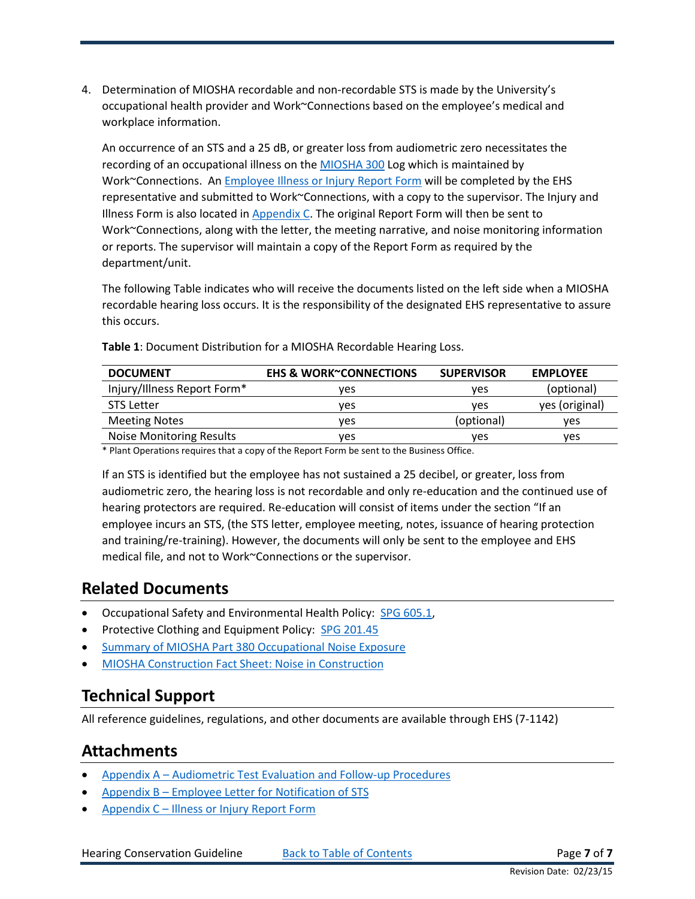4. Determination of MIOSHA recordable and non-recordable STS is made by the University's occupational health provider and Work~Connections based on the employee's medical and workplace information.

   An occurrence of an STS and a 25 dB, or greater loss from audiometric zero necessitates the recording of an occupational illness on the MIOSHA 300 Log which is maintained by Work~Connections. An Employee Illness or Injury Report Form will be completed by the EHS representative and submitted to Work~Connections, with a copy to the supervisor. The Injury and Illness Form is also located in Appendix C. The original Report Form will then be sent to Work~Connections, along with the letter, the meeting narrative, and noise monitoring information or reports. The supervisor will maintain a copy of the Report Form as required by the department/unit.

   The following Table indicates who will receive the documents listed on the left side when a MIOSHA recordable hearing loss occurs. It is the responsibility of the designated EHS representative to assure this occurs.

   **Table 1**: Document Distribution for a MIOSHA Recordable Hearing Loss.

   | DOCUMENT | EHS & WORK~CONNECTIONS | SUPERVISOR | EMPLOYEE |
   |---|---|---|---|
   | Injury/Illness Report Form* | yes | yes | (optional) |
   | STS Letter | yes | yes | yes (original) |
   | Meeting Notes | yes | (optional) | yes |
   | Noise Monitoring Results | yes | yes | yes |

   \* Plant Operations requires that a copy of the Report Form be sent to the Business Office.

   If an STS is identified but the employee has not sustained a 25 decibel, or greater, loss from audiometric zero, the hearing loss is not recordable and only re-education and the continued use of hearing protectors are required. Re-education will consist of items under the section "If an employee incurs an STS, (the STS letter, employee meeting, notes, issuance of hearing protection and training/re-training). However, the documents will only be sent to the employee and EHS medical file, and not to Work~Connections or the supervisor.

## Related Documents

- Occupational Safety and Environmental Health Policy: SPG 605.1,
- Protective Clothing and Equipment Policy: SPG 201.45
- Summary of MIOSHA Part 380 Occupational Noise Exposure
- MIOSHA Construction Fact Sheet: Noise in Construction

## Technical Support

All reference guidelines, regulations, and other documents are available through EHS (7-1142)

## Attachments

- Appendix A – Audiometric Test Evaluation and Follow-up Procedures
- Appendix B – Employee Letter for Notification of STS
- Appendix C – Illness or Injury Report Form